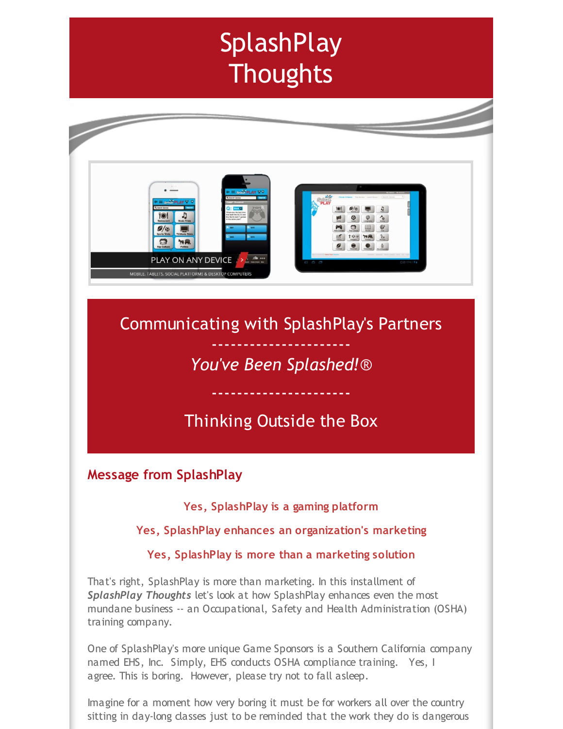# SplashPlay Thoughts

PLAY ON ANY DEVICE

MOBILE, TABLETS, SOCIAL PLATFORMS & DESKTOP COMPUTERS

## Communicating with SplashPlay's Partners

---------------------

*You've Been Splashed!®*

---------------------

## Thinking Outside the Box

### Message from SplashPlay

**Yes, SplashPlay is a gaming platform**

**Yes, SplashPlay enhances an organization's marketing**

**Yes, SplashPlay is more than a marketing solution**

That's right, SplashPlay is more than marketing. In this installment of ***SplashPlay Thoughts*** let's look at how SplashPlay enhances even the most mundane business -- an Occupational, Safety and Health Administration (OSHA) training company.

One of SplashPlay's more unique Game Sponsors is a Southern California company named EHS, Inc. Simply, EHS conducts OSHA compliance training. Yes, I agree. This is boring. However, please try not to fall asleep.

Imagine for a moment how very boring it must be for workers all over the country sitting in day-long classes just to be reminded that the work they do is dangerous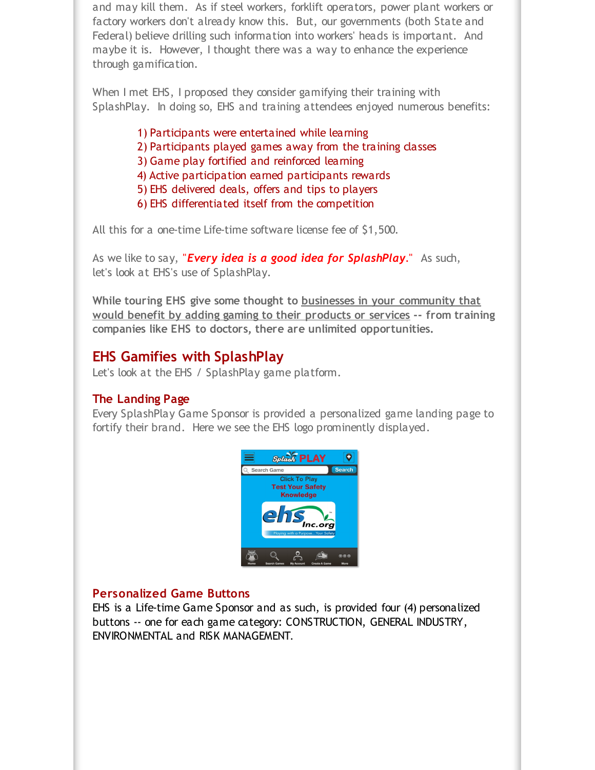and may kill them. As if steel workers, forklift operators, power plant workers or factory workers don't already know this. But, our governments (both State and Federal) believe drilling such information into workers' heads is important. And maybe it is. However, I thought there was a way to enhance the experience through gamification.

When I met EHS, I proposed they consider gamifying their training with SplashPlay. In doing so, EHS and training attendees enjoyed numerous benefits:

1) Participants were entertained while learning
2) Participants played games away from the training classes
3) Game play fortified and reinforced learning
4) Active participation earned participants rewards
5) EHS delivered deals, offers and tips to players
6) EHS differentiated itself from the competition

All this for a one-time Life-time software license fee of $1,500.

As we like to say, "***Every idea is a good idea for SplashPlay***." As such, let's look at EHS's use of SplashPlay.

**While touring EHS give some thought to businesses in your community that would benefit by adding gaming to their products or services -- from training companies like EHS to doctors, there are unlimited opportunities.**

## EHS Gamifies with SplashPlay

Let's look at the EHS / SplashPlay game platform.

### The Landing Page

Every SplashPlay Game Sponsor is provided a personalized game landing page to fortify their brand. Here we see the EHS logo prominently displayed.

### Personalized Game Buttons

EHS is a Life-time Game Sponsor and as such, is provided four (4) personalized buttons -- one for each game category: CONSTRUCTION, GENERAL INDUSTRY, ENVIRONMENTAL and RISK MANAGEMENT.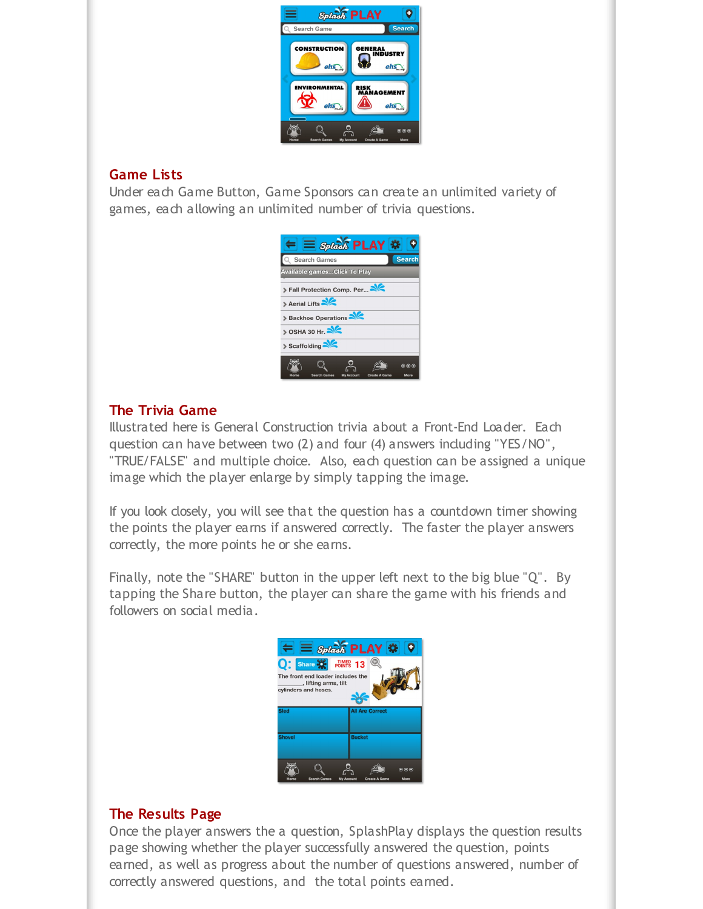## Game Lists

Under each Game Button, Game Sponsors can create an unlimited variety of games, each allowing an unlimited number of trivia questions.

## The Trivia Game

Illustrated here is General Construction trivia about a Front-End Loader. Each question can have between two (2) and four (4) answers including "YES/NO", "TRUE/FALSE" and multiple choice. Also, each question can be assigned a unique image which the player enlarge by simply tapping the image.

If you look closely, you will see that the question has a countdown timer showing the points the player earns if answered correctly. The faster the player answers correctly, the more points he or she earns.

Finally, note the "SHARE" button in the upper left next to the big blue "Q". By tapping the Share button, the player can share the game with his friends and followers on social media.

## The Results Page

Once the player answers the a question, SplashPlay displays the question results page showing whether the player successfully answered the question, points earned, as well as progress about the number of questions answered, number of correctly answered questions, and the total points earned.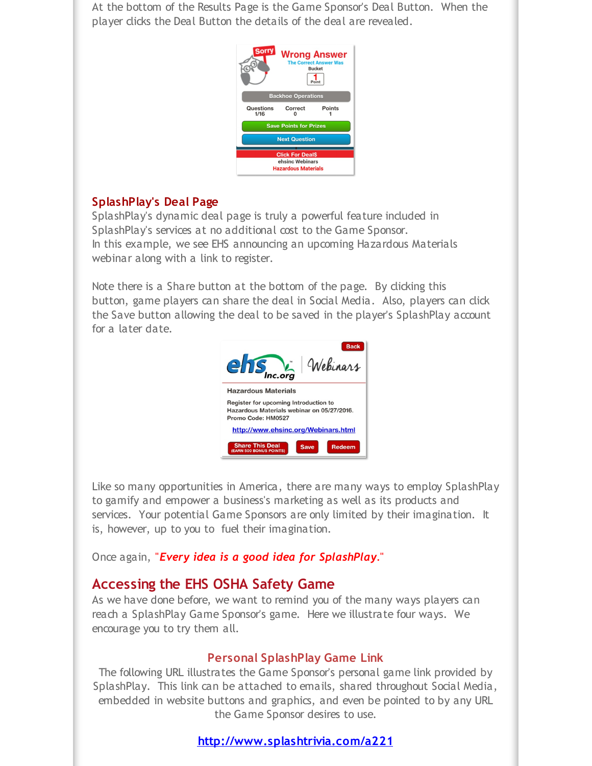At the bottom of the Results Page is the Game Sponsor's Deal Button. When the player clicks the Deal Button the details of the deal are revealed.

### SplashPlay's Deal Page

SplashPlay's dynamic deal page is truly a powerful feature included in SplashPlay's services at no additional cost to the Game Sponsor.
In this example, we see EHS announcing an upcoming Hazardous Materials webinar along with a link to register.

Note there is a Share button at the bottom of the page. By clicking this button, game players can share the deal in Social Media. Also, players can click the Save button allowing the deal to be saved in the player's SplashPlay account for a later date.

Like so many opportunities in America, there are many ways to employ SplashPlay to gamify and empower a business's marketing as well as its products and services. Your potential Game Sponsors are only limited by their imagination. It is, however, up to you to fuel their imagination.

Once again, "***Every idea is a good idea for SplashPlay.***"

## Accessing the EHS OSHA Safety Game

As we have done before, we want to remind you of the many ways players can reach a SplashPlay Game Sponsor's game. Here we illustrate four ways. We encourage you to try them all.

### Personal SplashPlay Game Link

The following URL illustrates the Game Sponsor's personal game link provided by SplashPlay. This link can be attached to emails, shared throughout Social Media, embedded in website buttons and graphics, and even be pointed to by any URL the Game Sponsor desires to use.

**http://www.splashtrivia.com/a221**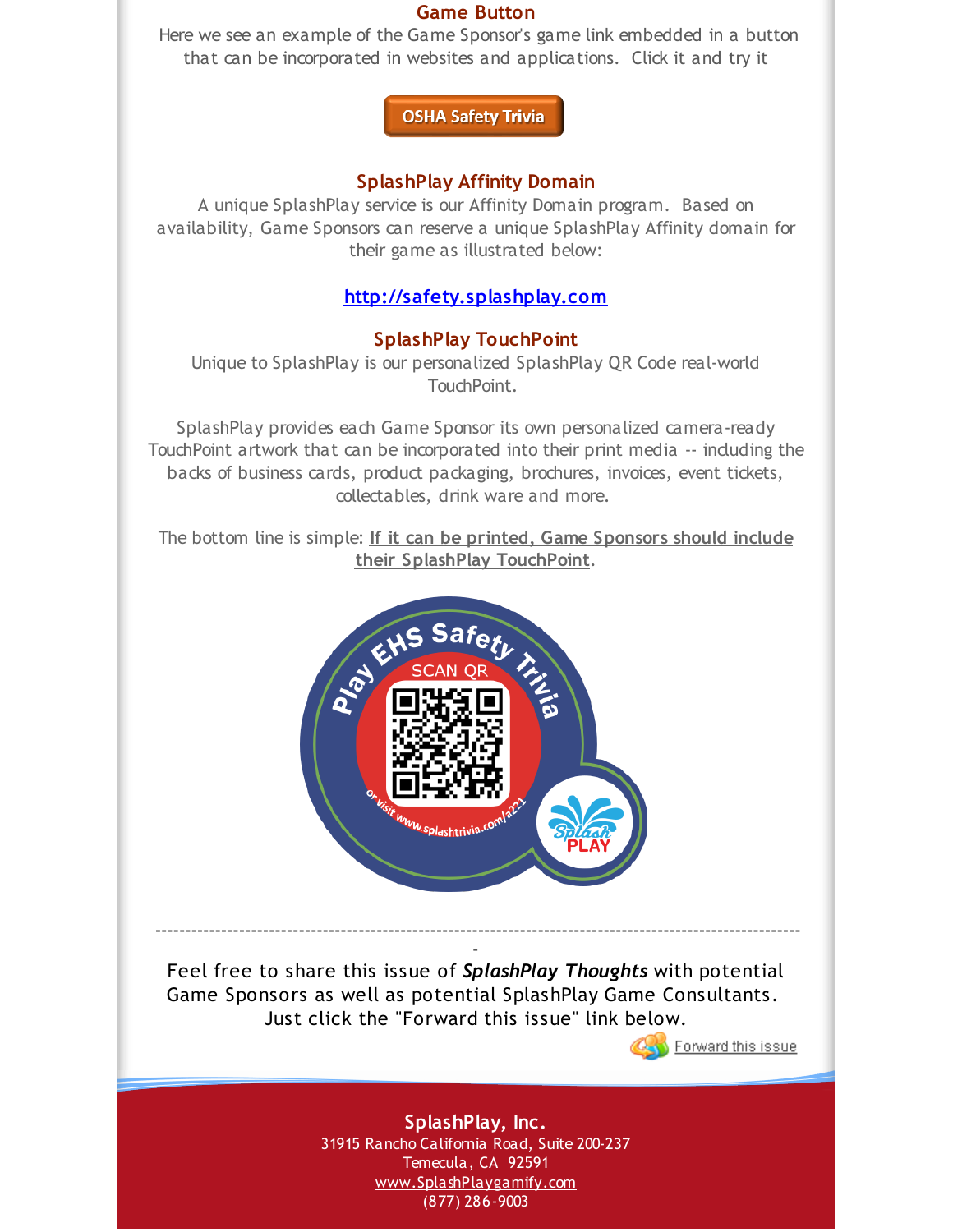### Game Button

Here we see an example of the Game Sponsor's game link embedded in a button that can be incorporated in websites and applications. Click it and try it

OSHA Safety Trivia

### SplashPlay Affinity Domain

A unique SplashPlay service is our Affinity Domain program. Based on availability, Game Sponsors can reserve a unique SplashPlay Affinity domain for their game as illustrated below:

**http://safety.splashplay.com**

### SplashPlay TouchPoint

Unique to SplashPlay is our personalized SplashPlay QR Code real-world TouchPoint.

SplashPlay provides each Game Sponsor its own personalized camera-ready TouchPoint artwork that can be incorporated into their print media -- including the backs of business cards, product packaging, brochures, invoices, event tickets, collectables, drink ware and more.

The bottom line is simple: **If it can be printed, Game Sponsors should include their SplashPlay TouchPoint**.

Play EHS Safety Trivia

SCAN QR

or visit www.splashtrivia.com/a221

Splash PLAY

---

Feel free to share this issue of ***SplashPlay Thoughts*** with potential Game Sponsors as well as potential SplashPlay Game Consultants. Just click the "Forward this issue" link below.

Forward this issue

**SplashPlay, Inc.**
31915 Rancho California Road, Suite 200-237
Temecula, CA 92591
www.SplashPlaygamify.com
(877) 286-9003